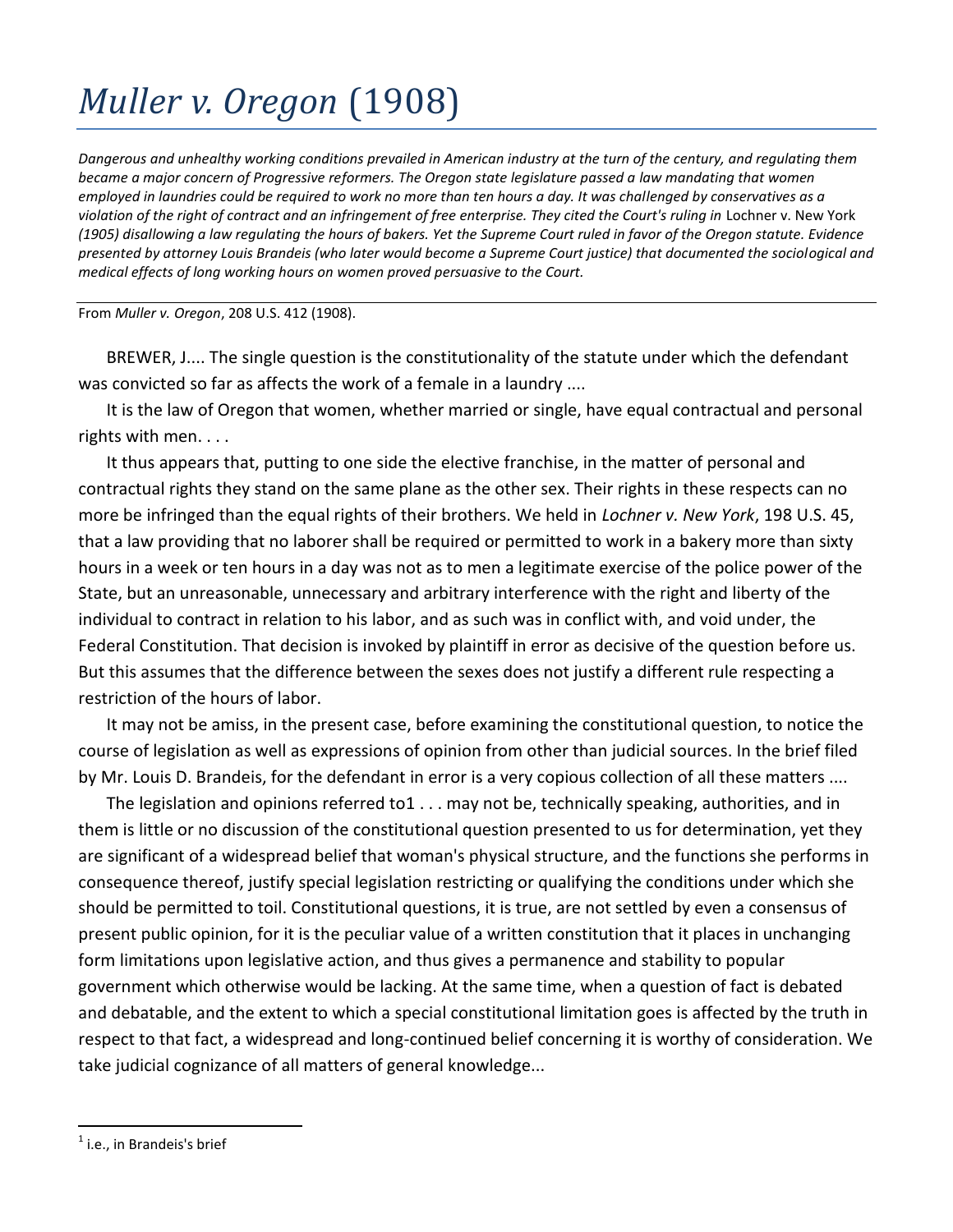# *Muller v. Oregon* (1908)

*Dangerous and unhealthy working conditions prevailed in American industry at the turn of the century, and regulating them became a major concern of Progressive reformers. The Oregon state legislature passed a law mandating that women employed in laundries could be required to work no more than ten hours a day. It was challenged by conservatives as a violation of the right of contract and an infringement of free enterprise. They cited the Court's ruling in* Lochner v. New York *(1905) disallowing a law regulating the hours of bakers. Yet the Supreme Court ruled in favor of the Oregon statute. Evidence presented by attorney Louis Brandeis (who later would become a Supreme Court justice) that documented the sociological and medical effects of long working hours on women proved persuasive to the Court.*

---

From *Muller v. Oregon*, 208 U.S. 412 (1908).

BREWER, J.... The single question is the constitutionality of the statute under which the defendant was convicted so far as affects the work of a female in a laundry ....

It is the law of Oregon that women, whether married or single, have equal contractual and personal rights with men. . . .

It thus appears that, putting to one side the elective franchise, in the matter of personal and contractual rights they stand on the same plane as the other sex. Their rights in these respects can no more be infringed than the equal rights of their brothers. We held in *Lochner v. New York*, 198 U.S. 45, that a law providing that no laborer shall be required or permitted to work in a bakery more than sixty hours in a week or ten hours in a day was not as to men a legitimate exercise of the police power of the State, but an unreasonable, unnecessary and arbitrary interference with the right and liberty of the individual to contract in relation to his labor, and as such was in conflict with, and void under, the Federal Constitution. That decision is invoked by plaintiff in error as decisive of the question before us. But this assumes that the difference between the sexes does not justify a different rule respecting a restriction of the hours of labor.

It may not be amiss, in the present case, before examining the constitutional question, to notice the course of legislation as well as expressions of opinion from other than judicial sources. In the brief filed by Mr. Louis D. Brandeis, for the defendant in error is a very copious collection of all these matters ....

The legislation and opinions referred to[1] . . . may not be, technically speaking, authorities, and in them is little or no discussion of the constitutional question presented to us for determination, yet they are significant of a widespread belief that woman's physical structure, and the functions she performs in consequence thereof, justify special legislation restricting or qualifying the conditions under which she should be permitted to toil. Constitutional questions, it is true, are not settled by even a consensus of present public opinion, for it is the peculiar value of a written constitution that it places in unchanging form limitations upon legislative action, and thus gives a permanence and stability to popular government which otherwise would be lacking. At the same time, when a question of fact is debated and debatable, and the extent to which a special constitutional limitation goes is affected by the truth in respect to that fact, a widespread and long-continued belief concerning it is worthy of consideration. We take judicial cognizance of all matters of general knowledge...

---

[1] i.e., in Brandeis's brief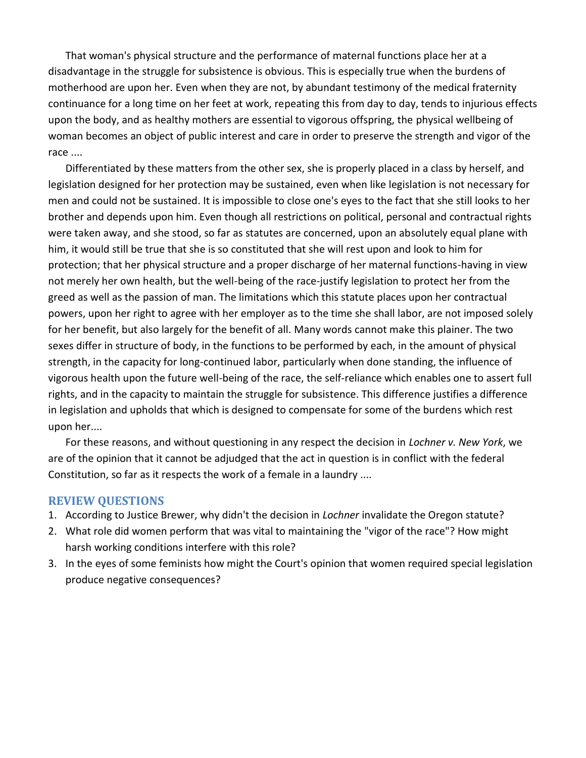That woman's physical structure and the performance of maternal functions place her at a disadvantage in the struggle for subsistence is obvious. This is especially true when the burdens of motherhood are upon her. Even when they are not, by abundant testimony of the medical fraternity continuance for a long time on her feet at work, repeating this from day to day, tends to injurious effects upon the body, and as healthy mothers are essential to vigorous offspring, the physical wellbeing of woman becomes an object of public interest and care in order to preserve the strength and vigor of the race ....

Differentiated by these matters from the other sex, she is properly placed in a class by herself, and legislation designed for her protection may be sustained, even when like legislation is not necessary for men and could not be sustained. It is impossible to close one's eyes to the fact that she still looks to her brother and depends upon him. Even though all restrictions on political, personal and contractual rights were taken away, and she stood, so far as statutes are concerned, upon an absolutely equal plane with him, it would still be true that she is so constituted that she will rest upon and look to him for protection; that her physical structure and a proper discharge of her maternal functions-having in view not merely her own health, but the well-being of the race-justify legislation to protect her from the greed as well as the passion of man. The limitations which this statute places upon her contractual powers, upon her right to agree with her employer as to the time she shall labor, are not imposed solely for her benefit, but also largely for the benefit of all. Many words cannot make this plainer. The two sexes differ in structure of body, in the functions to be performed by each, in the amount of physical strength, in the capacity for long-continued labor, particularly when done standing, the influence of vigorous health upon the future well-being of the race, the self-reliance which enables one to assert full rights, and in the capacity to maintain the struggle for subsistence. This difference justifies a difference in legislation and upholds that which is designed to compensate for some of the burdens which rest upon her....

For these reasons, and without questioning in any respect the decision in *Lochner v. New York*, we are of the opinion that it cannot be adjudged that the act in question is in conflict with the federal Constitution, so far as it respects the work of a female in a laundry ....

## REVIEW QUESTIONS

1. According to Justice Brewer, why didn't the decision in *Lochner* invalidate the Oregon statute?
2. What role did women perform that was vital to maintaining the "vigor of the race"? How might harsh working conditions interfere with this role?
3. In the eyes of some feminists how might the Court's opinion that women required special legislation produce negative consequences?